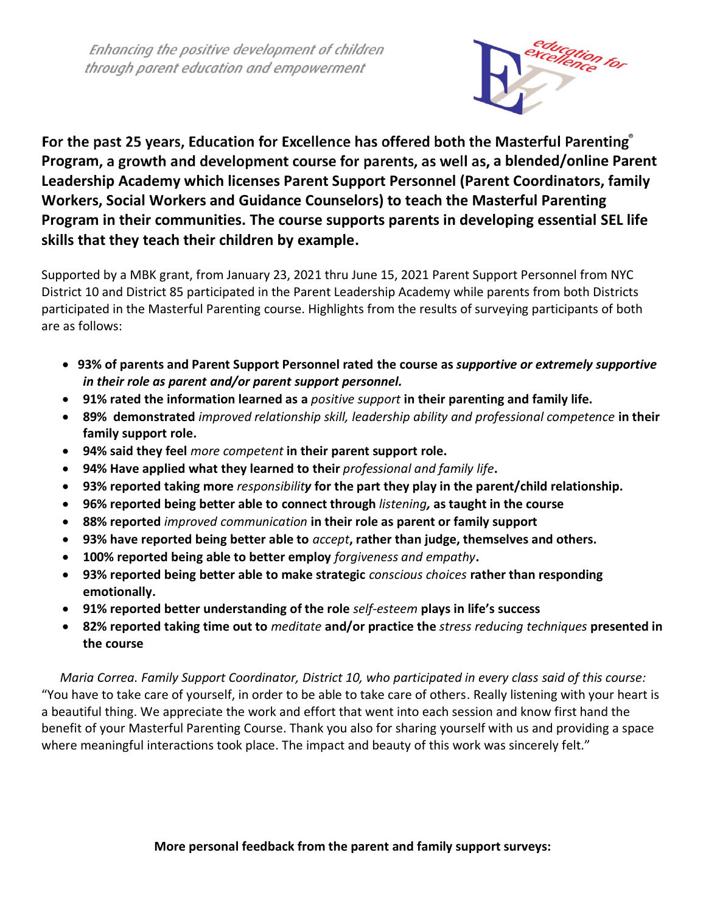*Enhancing the positive development of children through parent education and empowerment*

education for excellence

**For the past 25 years, Education for Excellence has offered both the Masterful Parenting® Program, a growth and development course for parents, as well as, a blended/online Parent Leadership Academy which licenses Parent Support Personnel (Parent Coordinators, family Workers, Social Workers and Guidance Counselors) to teach the Masterful Parenting Program in their communities. The course supports parents in developing essential SEL life skills that they teach their children by example.**

Supported by a MBK grant, from January 23, 2021 thru June 15, 2021 Parent Support Personnel from NYC District 10 and District 85 participated in the Parent Leadership Academy while parents from both Districts participated in the Masterful Parenting course. Highlights from the results of surveying participants of both are as follows:

- **93% of parents and Parent Support Personnel rated the course as** ***supportive or extremely supportive in their role as parent and/or parent support personnel.***
- **91% rated the information learned as a** *positive support* **in their parenting and family life.**
- **89% demonstrated** *improved relationship skill, leadership ability and professional competence* **in their family support role.**
- **94% said they feel** *more competent* **in their parent support role.**
- **94% Have applied what they learned to their** *professional and family life***.**
- **93% reported taking more** *responsibility* **for the part they play in the parent/child relationship.**
- **96% reported being better able to connect through** *listening,* **as taught in the course**
- **88% reported** *improved communication* **in their role as parent or family support**
- **93% have reported being better able to** *accept***, rather than judge, themselves and others.**
- **100% reported being able to better employ** *forgiveness and empathy***.**
- **93% reported being better able to make strategic** *conscious choices* **rather than responding emotionally.**
- **91% reported better understanding of the role** *self-esteem* **plays in life's success**
- **82% reported taking time out to** *meditate* **and/or practice the** *stress reducing techniques* **presented in the course**

*Maria Correa. Family Support Coordinator, District 10, who participated in every class said of this course:* "You have to take care of yourself, in order to be able to take care of others. Really listening with your heart is a beautiful thing. We appreciate the work and effort that went into each session and know first hand the benefit of your Masterful Parenting Course. Thank you also for sharing yourself with us and providing a space where meaningful interactions took place. The impact and beauty of this work was sincerely felt."

**More personal feedback from the parent and family support surveys:**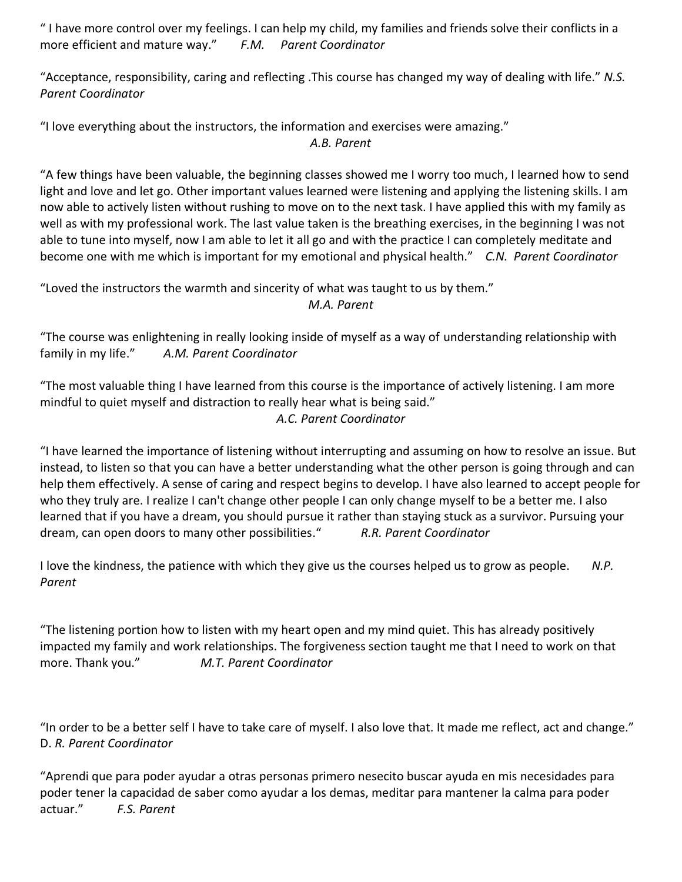" I have more control over my feelings. I can help my child, my families and friends solve their conflicts in a more efficient and mature way." *F.M. Parent Coordinator*

"Acceptance, responsibility, caring and reflecting .This course has changed my way of dealing with life." *N.S. Parent Coordinator*

"I love everything about the instructors, the information and exercises were amazing."
*A.B. Parent*

"A few things have been valuable, the beginning classes showed me I worry too much, I learned how to send light and love and let go. Other important values learned were listening and applying the listening skills. I am now able to actively listen without rushing to move on to the next task. I have applied this with my family as well as with my professional work. The last value taken is the breathing exercises, in the beginning I was not able to tune into myself, now I am able to let it all go and with the practice I can completely meditate and become one with me which is important for my emotional and physical health." *C.N. Parent Coordinator*

"Loved the instructors the warmth and sincerity of what was taught to us by them."
*M.A. Parent*

"The course was enlightening in really looking inside of myself as a way of understanding relationship with family in my life." *A.M. Parent Coordinator*

"The most valuable thing I have learned from this course is the importance of actively listening. I am more mindful to quiet myself and distraction to really hear what is being said."
*A.C. Parent Coordinator*

"I have learned the importance of listening without interrupting and assuming on how to resolve an issue. But instead, to listen so that you can have a better understanding what the other person is going through and can help them effectively. A sense of caring and respect begins to develop. I have also learned to accept people for who they truly are. I realize I can't change other people I can only change myself to be a better me. I also learned that if you have a dream, you should pursue it rather than staying stuck as a survivor. Pursuing your dream, can open doors to many other possibilities." *R.R. Parent Coordinator*

I love the kindness, the patience with which they give us the courses helped us to grow as people. *N.P. Parent*

"The listening portion how to listen with my heart open and my mind quiet. This has already positively impacted my family and work relationships. The forgiveness section taught me that I need to work on that more. Thank you." *M.T. Parent Coordinator*

"In order to be a better self I have to take care of myself. I also love that. It made me reflect, act and change."
D. *R. Parent Coordinator*

"Aprendi que para poder ayudar a otras personas primero nesecito buscar ayuda en mis necesidades para poder tener la capacidad de saber como ayudar a los demas, meditar para mantener la calma para poder actuar." *F.S. Parent*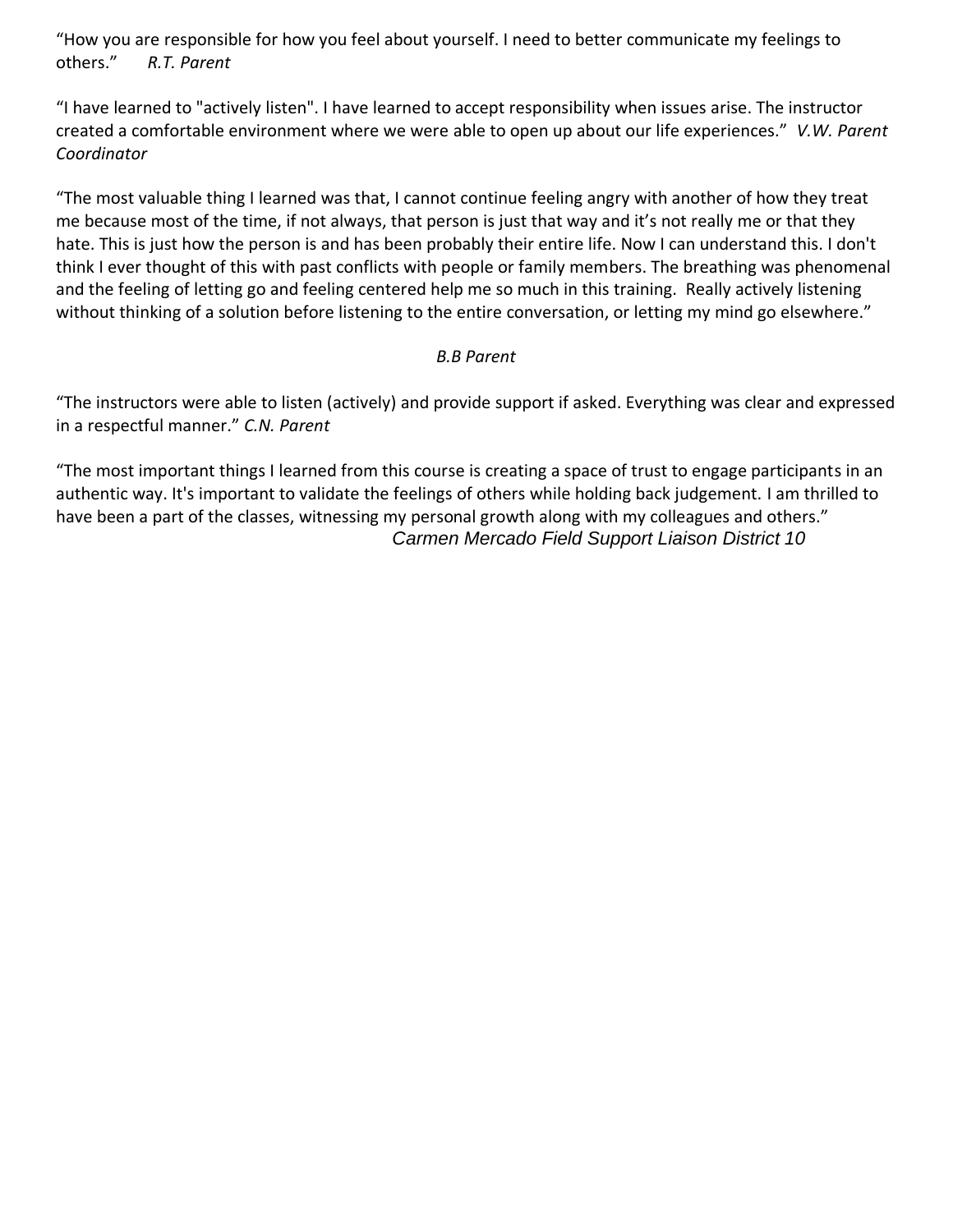"How you are responsible for how you feel about yourself. I need to better communicate my feelings to others." *R.T. Parent*

"I have learned to "actively listen". I have learned to accept responsibility when issues arise. The instructor created a comfortable environment where we were able to open up about our life experiences." *V.W. Parent Coordinator*

"The most valuable thing I learned was that, I cannot continue feeling angry with another of how they treat me because most of the time, if not always, that person is just that way and it's not really me or that they hate. This is just how the person is and has been probably their entire life. Now I can understand this. I don't think I ever thought of this with past conflicts with people or family members. The breathing was phenomenal and the feeling of letting go and feeling centered help me so much in this training. Really actively listening without thinking of a solution before listening to the entire conversation, or letting my mind go elsewhere."

*B.B Parent*

"The instructors were able to listen (actively) and provide support if asked. Everything was clear and expressed in a respectful manner." *C.N. Parent*

"The most important things I learned from this course is creating a space of trust to engage participants in an authentic way. It's important to validate the feelings of others while holding back judgement. I am thrilled to have been a part of the classes, witnessing my personal growth along with my colleagues and others."

*Carmen Mercado Field Support Liaison District 10*